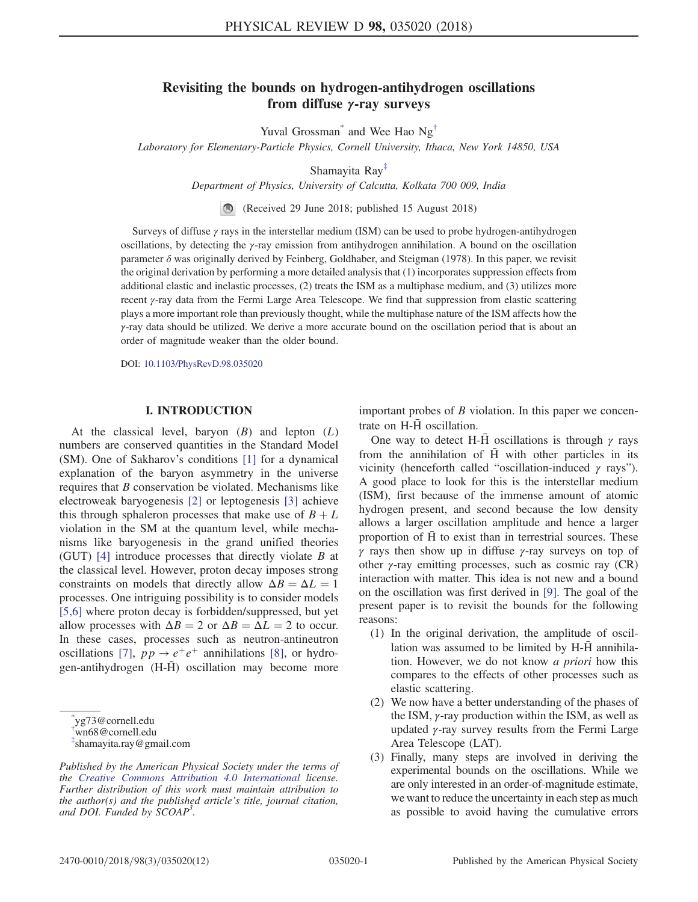# Revisiting the bounds on hydrogen-antihydrogen oscillations from diffuse $\gamma$-ray surveys

Yuval Grossman[*] and Wee Hao Ng[†]

*Laboratory for Elementary-Particle Physics, Cornell University, Ithaca, New York 14850, USA*

Shamayita Ray[‡]

*Department of Physics, University of Calcutta, Kolkata 700 009, India*

(Received 29 June 2018; published 15 August 2018)

Surveys of diffuse $\gamma$ rays in the interstellar medium (ISM) can be used to probe hydrogen-antihydrogen oscillations, by detecting the $\gamma$-ray emission from antihydrogen annihilation. A bound on the oscillation parameter $\delta$ was originally derived by Feinberg, Goldhaber, and Steigman (1978). In this paper, we revisit the original derivation by performing a more detailed analysis that (1) incorporates suppression effects from additional elastic and inelastic processes, (2) treats the ISM as a multiphase medium, and (3) utilizes more recent $\gamma$-ray data from the Fermi Large Area Telescope. We find that suppression from elastic scattering plays a more important role than previously thought, while the multiphase nature of the ISM affects how the $\gamma$-ray data should be utilized. We derive a more accurate bound on the oscillation period that is about an order of magnitude weaker than the older bound.

DOI: 10.1103/PhysRevD.98.035020

## I. INTRODUCTION

At the classical level, baryon ($B$) and lepton ($L$) numbers are conserved quantities in the Standard Model (SM). One of Sakharov's conditions [1] for a dynamical explanation of the baryon asymmetry in the universe requires that $B$ conservation be violated. Mechanisms like electroweak baryogenesis [2] or leptogenesis [3] achieve this through sphaleron processes that make use of $B+L$ violation in the SM at the quantum level, while mechanisms like baryogenesis in the grand unified theories (GUT) [4] introduce processes that directly violate $B$ at the classical level. However, proton decay imposes strong constraints on models that directly allow $\Delta B = \Delta L = 1$ processes. One intriguing possibility is to consider models [5,6] where proton decay is forbidden/suppressed, but yet allow processes with $\Delta B = 2$ or $\Delta B = \Delta L = 2$ to occur. In these cases, processes such as neutron-antineutron oscillations [7], $pp \to e^+e^+$ annihilations [8], or hydrogen-antihydrogen (H-$\bar{\mathrm{H}}$) oscillation may become more important probes of $B$ violation. In this paper we concentrate on H-$\bar{\mathrm{H}}$ oscillation.

One way to detect H-$\bar{\mathrm{H}}$ oscillations is through $\gamma$ rays from the annihilation of $\bar{\mathrm{H}}$ with other particles in its vicinity (henceforth called "oscillation-induced $\gamma$ rays"). A good place to look for this is the interstellar medium (ISM), first because of the immense amount of atomic hydrogen present, and second because the low density allows a larger oscillation amplitude and hence a larger proportion of $\bar{\mathrm{H}}$ to exist than in terrestrial sources. These $\gamma$ rays then show up in diffuse $\gamma$-ray surveys on top of other $\gamma$-ray emitting processes, such as cosmic ray (CR) interaction with matter. This idea is not new and a bound on the oscillation was first derived in [9]. The goal of the present paper is to revisit the bounds for the following reasons:

1. In the original derivation, the amplitude of oscillation was assumed to be limited by H-$\bar{\mathrm{H}}$ annihilation. However, we do not know *a priori* how this compares to the effects of other processes such as elastic scattering.
2. We now have a better understanding of the phases of the ISM, $\gamma$-ray production within the ISM, as well as updated $\gamma$-ray survey results from the Fermi Large Area Telescope (LAT).
3. Finally, many steps are involved in deriving the experimental bounds on the oscillations. While we are only interested in an order-of-magnitude estimate, we want to reduce the uncertainty in each step as much as possible to avoid having the cumulative errors

---

[*] yg73@cornell.edu
[†] wn68@cornell.edu
[‡] shamayita.ray@gmail.com

*Published by the American Physical Society under the terms of the Creative Commons Attribution 4.0 International license. Further distribution of this work must maintain attribution to the author(s) and the published article's title, journal citation, and DOI. Funded by SCOAP³.*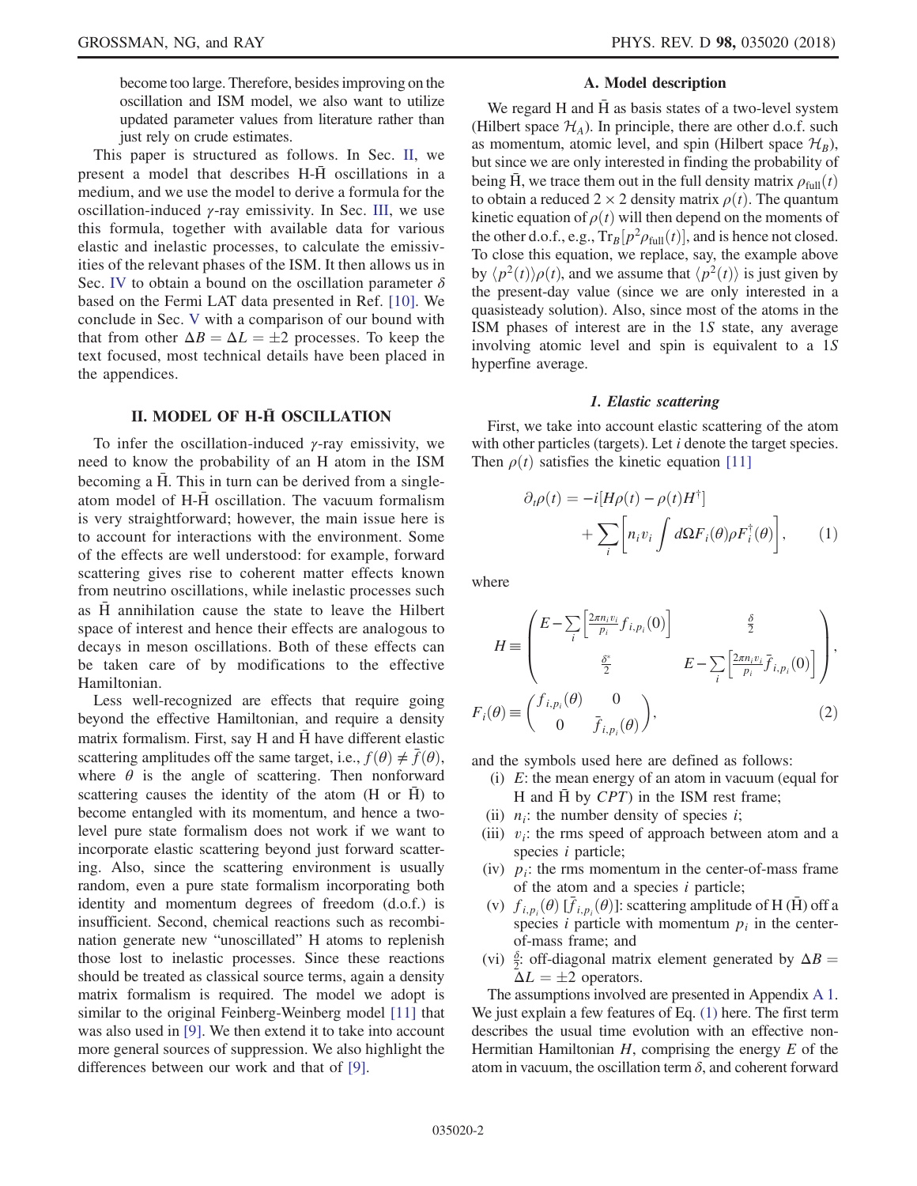become too large. Therefore, besides improving on the oscillation and ISM model, we also want to utilize updated parameter values from literature rather than just rely on crude estimates.

This paper is structured as follows. In Sec. II, we present a model that describes H-$\bar{\text{H}}$ oscillations in a medium, and we use the model to derive a formula for the oscillation-induced $\gamma$-ray emissivity. In Sec. III, we use this formula, together with available data for various elastic and inelastic processes, to calculate the emissivities of the relevant phases of the ISM. It then allows us in Sec. IV to obtain a bound on the oscillation parameter $\delta$ based on the Fermi LAT data presented in Ref. [10]. We conclude in Sec. V with a comparison of our bound with that from other $\Delta B = \Delta L = \pm 2$ processes. To keep the text focused, most technical details have been placed in the appendices.

## II. MODEL OF H-$\bar{\text{H}}$ OSCILLATION

To infer the oscillation-induced $\gamma$-ray emissivity, we need to know the probability of an H atom in the ISM becoming a $\bar{\text{H}}$. This in turn can be derived from a single-atom model of H-$\bar{\text{H}}$ oscillation. The vacuum formalism is very straightforward; however, the main issue here is to account for interactions with the environment. Some of the effects are well understood: for example, forward scattering gives rise to coherent matter effects known from neutrino oscillations, while inelastic processes such as $\bar{\text{H}}$ annihilation cause the state to leave the Hilbert space of interest and hence their effects are analogous to decays in meson oscillations. Both of these effects can be taken care of by modifications to the effective Hamiltonian.

Less well-recognized are effects that require going beyond the effective Hamiltonian, and require a density matrix formalism. First, say H and $\bar{\text{H}}$ have different elastic scattering amplitudes off the same target, i.e., $f(\theta) \neq \bar{f}(\theta)$, where $\theta$ is the angle of scattering. Then nonforward scattering causes the identity of the atom (H or $\bar{\text{H}}$) to become entangled with its momentum, and hence a two-level pure state formalism does not work if we want to incorporate elastic scattering beyond just forward scattering. Also, since the scattering environment is usually random, even a pure state formalism incorporating both identity and momentum degrees of freedom (d.o.f.) is insufficient. Second, chemical reactions such as recombination generate new "unoscillated" H atoms to replenish those lost to inelastic processes. Since these reactions should be treated as classical source terms, again a density matrix formalism is required. The model we adopt is similar to the original Feinberg-Weinberg model [11] that was also used in [9]. We then extend it to take into account more general sources of suppression. We also highlight the differences between our work and that of [9].

### A. Model description

We regard H and $\bar{\text{H}}$ as basis states of a two-level system (Hilbert space $\mathcal{H}_A$). In principle, there are other d.o.f. such as momentum, atomic level, and spin (Hilbert space $\mathcal{H}_B$), but since we are only interested in finding the probability of being $\bar{\text{H}}$, we trace them out in the full density matrix $\rho_{\text{full}}(t)$ to obtain a reduced $2 \times 2$ density matrix $\rho(t)$. The quantum kinetic equation of $\rho(t)$ will then depend on the moments of the other d.o.f., e.g., $\text{Tr}_B[p^2 \rho_{\text{full}}(t)]$, and is hence not closed. To close this equation, we replace, say, the example above by $\langle p^2(t) \rangle \rho(t)$, and we assume that $\langle p^2(t) \rangle$ is just given by the present-day value (since we are only interested in a quasisteady solution). Also, since most of the atoms in the ISM phases of interest are in the $1S$ state, any average involving atomic level and spin is equivalent to a $1S$ hyperfine average.

#### 1. Elastic scattering

First, we take into account elastic scattering of the atom with other particles (targets). Let $i$ denote the target species. Then $\rho(t)$ satisfies the kinetic equation [11]

$$\partial_t \rho(t) = -i[H\rho(t) - \rho(t)H^\dagger] + \sum_i \left[ n_i v_i \int d\Omega F_i(\theta) \rho F_i^\dagger(\theta) \right], \tag{1}$$

where

$$H \equiv \begin{pmatrix} E - \sum_i \left[ \frac{2\pi n_i v_i}{p_i} f_{i,p_i}(0) \right] & \frac{\delta}{2} \\ \frac{\delta^*}{2} & E - \sum_i \left[ \frac{2\pi n_i v_i}{p_i} \bar{f}_{i,p_i}(0) \right] \end{pmatrix},$$

$$F_i(\theta) \equiv \begin{pmatrix} f_{i,p_i}(\theta) & 0 \\ 0 & \bar{f}_{i,p_i}(\theta) \end{pmatrix}, \tag{2}$$

and the symbols used here are defined as follows:

(i) $E$: the mean energy of an atom in vacuum (equal for H and $\bar{\text{H}}$ by $CPT$) in the ISM rest frame;

(ii) $n_i$: the number density of species $i$;

(iii) $v_i$: the rms speed of approach between atom and a species $i$ particle;

(iv) $p_i$: the rms momentum in the center-of-mass frame of the atom and a species $i$ particle;

(v) $f_{i,p_i}(\theta)$ [$\bar{f}_{i,p_i}(\theta)$]: scattering amplitude of H ($\bar{\text{H}}$) off a species $i$ particle with momentum $p_i$ in the center-of-mass frame; and

(vi) $\frac{\delta}{2}$: off-diagonal matrix element generated by $\Delta B = \Delta L = \pm 2$ operators.

The assumptions involved are presented in Appendix A 1. We just explain a few features of Eq. (1) here. The first term describes the usual time evolution with an effective non-Hermitian Hamiltonian $H$, comprising the energy $E$ of the atom in vacuum, the oscillation term $\delta$, and coherent forward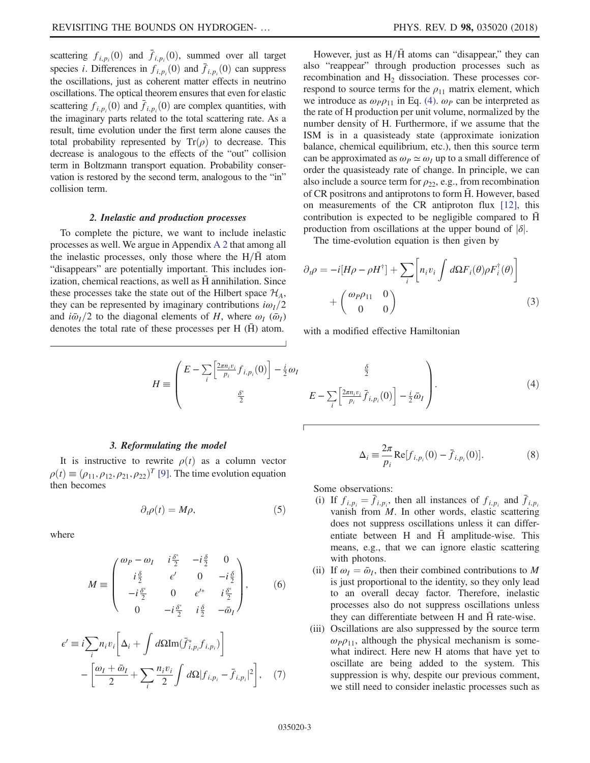scattering $f_{i,p_i}(0)$ and $\bar{f}_{i,p_i}(0)$, summed over all target species $i$. Differences in $f_{i,p_i}(0)$ and $\bar{f}_{i,p_i}(0)$ can suppress the oscillations, just as coherent matter effects in neutrino oscillations. The optical theorem ensures that even for elastic scattering $f_{i,p_i}(0)$ and $\bar{f}_{i,p_i}(0)$ are complex quantities, with the imaginary parts related to the total scattering rate. As a result, time evolution under the first term alone causes the total probability represented by $\mathrm{Tr}(\rho)$ to decrease. This decrease is analogous to the effects of the "out" collision term in Boltzmann transport equation. Probability conservation is restored by the second term, analogous to the "in" collision term.

### 2. Inelastic and production processes

To complete the picture, we want to include inelastic processes as well. We argue in Appendix A 2 that among all the inelastic processes, only those where the $\mathrm{H}/\bar{\mathrm{H}}$ atom "disappears" are potentially important. This includes ionization, chemical reactions, as well as $\bar{\mathrm{H}}$ annihilation. Since these processes take the state out of the Hilbert space $\mathcal{H}_A$, they can be represented by imaginary contributions $i\omega_I/2$ and $i\bar{\omega}_I/2$ to the diagonal elements of $H$, where $\omega_I$ ($\bar{\omega}_I$) denotes the total rate of these processes per H ($\bar{\mathrm{H}}$) atom.

However, just as $\mathrm{H}/\bar{\mathrm{H}}$ atoms can "disappear," they can also "reappear" through production processes such as recombination and $\mathrm{H}_2$ dissociation. These processes correspond to source terms for the $\rho_{11}$ matrix element, which we introduce as $\omega_P\rho_{11}$ in Eq. (4). $\omega_P$ can be interpreted as the rate of H production per unit volume, normalized by the number density of H. Furthermore, if we assume that the ISM is in a quasisteady state (approximate ionization balance, chemical equilibrium, etc.), then this source term can be approximated as $\omega_P \simeq \omega_I$ up to a small difference of order the quasisteady rate of change. In principle, we can also include a source term for $\rho_{22}$, e.g., from recombination of CR positrons and antiprotons to form $\bar{\mathrm{H}}$. However, based on measurements of the CR antiproton flux [12], this contribution is expected to be negligible compared to $\bar{\mathrm{H}}$ production from oscillations at the upper bound of $|\delta|$.

The time-evolution equation is then given by

$$\partial_t\rho = -i[H\rho - \rho H^\dagger] + \sum_i \left[ n_i v_i \int d\Omega F_i(\theta)\rho F_i^\dagger(\theta) \right] + \begin{pmatrix} \omega_P\rho_{11} & 0 \\ 0 & 0 \end{pmatrix} \tag{3}$$

with a modified effective Hamiltonian

$$H \equiv \begin{pmatrix} E - \sum_i \left[\frac{2\pi n_i v_i}{p_i} f_{i,p_i}(0)\right] - \frac{i}{2}\omega_I & \frac{\delta}{2} \\ \frac{\delta^*}{2} & E - \sum_i \left[\frac{2\pi n_i v_i}{p_i} \bar{f}_{i,p_i}(0)\right] - \frac{i}{2}\bar{\omega}_I \end{pmatrix}. \tag{4}$$

### 3. Reformulating the model

It is instructive to rewrite $\rho(t)$ as a column vector $\rho(t) \equiv (\rho_{11}, \rho_{12}, \rho_{21}, \rho_{22})^T$ [9]. The time evolution equation then becomes

$$\partial_t\rho(t) = M\rho, \tag{5}$$

where

$$M \equiv \begin{pmatrix} \omega_P - \omega_I & i\frac{\delta^*}{2} & -i\frac{\delta}{2} & 0 \\ i\frac{\delta}{2} & \epsilon' & 0 & -i\frac{\delta}{2} \\ -i\frac{\delta^*}{2} & 0 & \epsilon'^* & i\frac{\delta^*}{2} \\ 0 & -i\frac{\delta^*}{2} & i\frac{\delta}{2} & -\bar{\omega}_I \end{pmatrix}, \tag{6}$$

$$\epsilon' \equiv i\sum_i n_i v_i \left[\Delta_i + \int d\Omega \,\mathrm{Im}(\bar{f}^*_{i,p_i} f_{i,p_i})\right] - \left[\frac{\omega_I + \bar{\omega}_I}{2} + \sum_i \frac{n_i v_i}{2} \int d\Omega |f_{i,p_i} - \bar{f}_{i,p_i}|^2\right], \tag{7}$$

$$\Delta_i \equiv \frac{2\pi}{p_i} \mathrm{Re}[f_{i,p_i}(0) - \bar{f}_{i,p_i}(0)]. \tag{8}$$

Some observations:

(i) If $f_{i,p_i} = \bar{f}_{i,p_i}$, then all instances of $f_{i,p_i}$ and $\bar{f}_{i,p_i}$ vanish from $M$. In other words, elastic scattering does not suppress oscillations unless it can differentiate between H and $\bar{\mathrm{H}}$ amplitude-wise. This means, e.g., that we can ignore elastic scattering with photons.

(ii) If $\omega_I = \bar{\omega}_I$, then their combined contributions to $M$ is just proportional to the identity, so they only lead to an overall decay factor. Therefore, inelastic processes also do not suppress oscillations unless they can differentiate between H and $\bar{\mathrm{H}}$ rate-wise.

(iii) Oscillations are also suppressed by the source term $\omega_P\rho_{11}$, although the physical mechanism is somewhat indirect. Here new H atoms that have yet to oscillate are being added to the system. This suppression is why, despite our previous comment, we still need to consider inelastic processes such as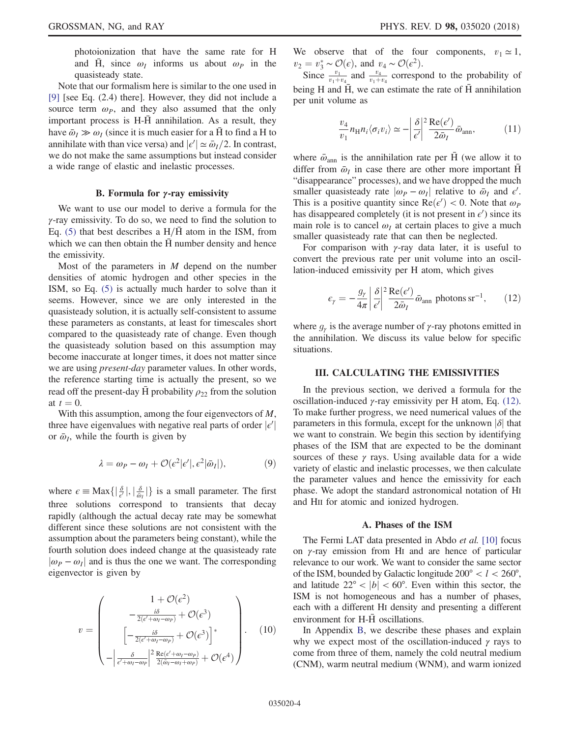photoionization that have the same rate for H and $\bar{\mathrm{H}}$, since $\omega_I$ informs us about $\omega_P$ in the quasisteady state.

Note that our formalism here is similar to the one used in [9] [see Eq. (2.4) there]. However, they did not include a source term $\omega_P$, and they also assumed that the only important process is H-$\bar{\mathrm{H}}$ annihilation. As a result, they have $\bar{\omega}_I \gg \omega_I$ (since it is much easier for a $\bar{\mathrm{H}}$ to find a H to annihilate with than vice versa) and $|\epsilon'| \simeq \bar{\omega}_I/2$. In contrast, we do not make the same assumptions but instead consider a wide range of elastic and inelastic processes.

### B. Formula for $\gamma$-ray emissivity

We want to use our model to derive a formula for the $\gamma$-ray emissivity. To do so, we need to find the solution to Eq. (5) that best describes a H/$\bar{\mathrm{H}}$ atom in the ISM, from which we can then obtain the $\bar{\mathrm{H}}$ number density and hence the emissivity.

Most of the parameters in $M$ depend on the number densities of atomic hydrogen and other species in the ISM, so Eq. (5) is actually much harder to solve than it seems. However, since we are only interested in the quasisteady solution, it is actually self-consistent to assume these parameters as constants, at least for timescales short compared to the quasisteady rate of change. Even though the quasisteady solution based on this assumption may become inaccurate at longer times, it does not matter since we are using *present-day* parameter values. In other words, the reference starting time is actually the present, so we read off the present-day $\bar{\mathrm{H}}$ probability $\rho_{22}$ from the solution at $t = 0$.

With this assumption, among the four eigenvectors of $M$, three have eigenvalues with negative real parts of order $|\epsilon'|$ or $\bar{\omega}_I$, while the fourth is given by

$$\lambda = \omega_P - \omega_I + \mathcal{O}(\epsilon^2|\epsilon'|, \epsilon^2|\bar{\omega}_I|), \tag{9}$$

where $\epsilon \equiv \mathrm{Max}\{|\frac{\delta}{\epsilon'}|, |\frac{\delta}{\bar{\omega}_I}|\}$ is a small parameter. The first three solutions correspond to transients that decay rapidly (although the actual decay rate may be somewhat different since these solutions are not consistent with the assumption about the parameters being constant), while the fourth solution does indeed change at the quasisteady rate $|\omega_P - \omega_I|$ and is thus the one we want. The corresponding eigenvector is given by

$$v = \begin{pmatrix} 1 + \mathcal{O}(\epsilon^2) \\ -\frac{i\delta}{2(\epsilon' + \omega_I - \omega_P)} + \mathcal{O}(\epsilon^3) \\ \left[-\frac{i\delta}{2(\epsilon' + \omega_I - \omega_P)} + \mathcal{O}(\epsilon^3)\right]^* \\ -\left|\frac{\delta}{\epsilon' + \omega_I - \omega_P}\right|^2 \frac{\mathrm{Re}(\epsilon' + \omega_I - \omega_P)}{2(\bar{\omega}_I - \omega_I + \omega_P)} + \mathcal{O}(\epsilon^4) \end{pmatrix}. \tag{10}$$

We observe that of the four components, $v_1 \simeq 1$, $v_2 = v_3^* \sim \mathcal{O}(\epsilon)$, and $v_4 \sim \mathcal{O}(\epsilon^2)$.

Since $\frac{v_1}{v_1 + v_4}$ and $\frac{v_4}{v_1 + v_4}$ correspond to the probability of being H and $\bar{\mathrm{H}}$, we can estimate the rate of $\bar{\mathrm{H}}$ annihilation per unit volume as

$$\frac{v_4}{v_1} n_{\mathrm{H}} n_i \langle \sigma_i v_i \rangle \simeq -\left|\frac{\delta}{\epsilon'}\right|^2 \frac{\mathrm{Re}(\epsilon')}{2\bar{\omega}_I} \bar{\omega}_{\mathrm{ann}}, \tag{11}$$

where $\bar{\omega}_{\mathrm{ann}}$ is the annihilation rate per $\bar{\mathrm{H}}$ (we allow it to differ from $\bar{\omega}_I$ in case there are other more important $\bar{\mathrm{H}}$ "disappearance" processes), and we have dropped the much smaller quasisteady rate $|\omega_P - \omega_I|$ relative to $\bar{\omega}_I$ and $\epsilon'$. This is a positive quantity since $\mathrm{Re}(\epsilon') < 0$. Note that $\omega_P$ has disappeared completely (it is not present in $\epsilon'$) since its main role is to cancel $\omega_I$ at certain places to give a much smaller quasisteady rate that can then be neglected.

For comparison with $\gamma$-ray data later, it is useful to convert the previous rate per unit volume into an oscillation-induced emissivity per H atom, which gives

$$\epsilon_\gamma = -\frac{g_\gamma}{4\pi}\left|\frac{\delta}{\epsilon'}\right|^2 \frac{\mathrm{Re}(\epsilon')}{2\bar{\omega}_I} \bar{\omega}_{\mathrm{ann}} \text{ photons sr}^{-1}, \tag{12}$$

where $g_\gamma$ is the average number of $\gamma$-ray photons emitted in the annihilation. We discuss its value below for specific situations.

## III. CALCULATING THE EMISSIVITIES

In the previous section, we derived a formula for the oscillation-induced $\gamma$-ray emissivity per H atom, Eq. (12). To make further progress, we need numerical values of the parameters in this formula, except for the unknown $|\delta|$ that we want to constrain. We begin this section by identifying phases of the ISM that are expected to be the dominant sources of these $\gamma$ rays. Using available data for a wide variety of elastic and inelastic processes, we then calculate the parameter values and hence the emissivity for each phase. We adopt the standard astronomical notation of HI and HII for atomic and ionized hydrogen.

### A. Phases of the ISM

The Fermi LAT data presented in Abdo *et al.* [10] focus on $\gamma$-ray emission from HI and are hence of particular relevance to our work. We want to consider the same sector of the ISM, bounded by Galactic longitude $200° < l < 260°$, and latitude $22° < |b| < 60°$. Even within this sector, the ISM is not homogeneous and has a number of phases, each with a different HI density and presenting a different environment for H-$\bar{\mathrm{H}}$ oscillations.

In Appendix B, we describe these phases and explain why we expect most of the oscillation-induced $\gamma$ rays to come from three of them, namely the cold neutral medium (CNM), warm neutral medium (WNM), and warm ionized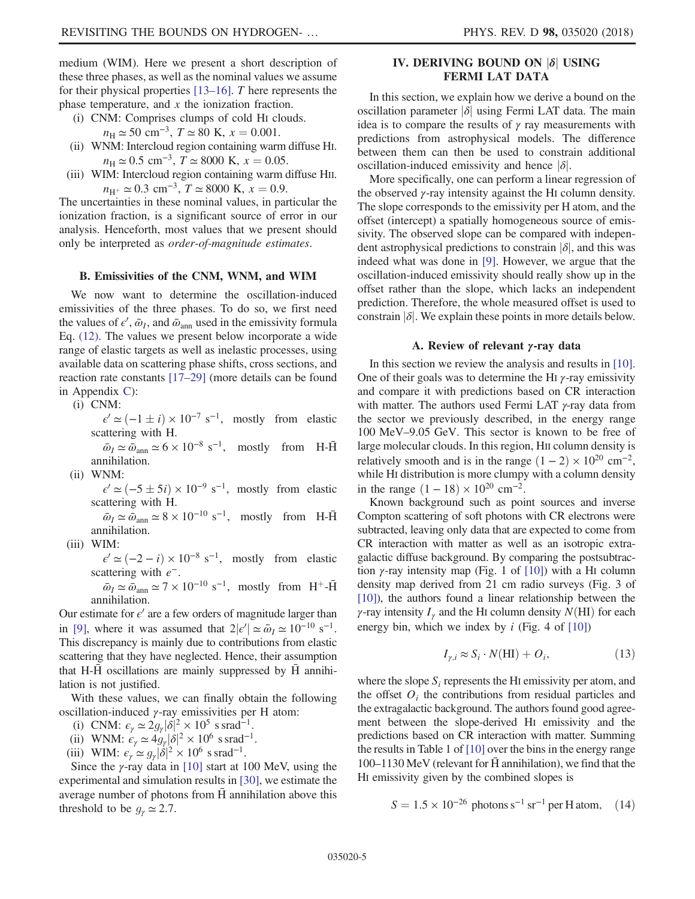medium (WIM). Here we present a short description of these three phases, as well as the nominal values we assume for their physical properties [13–16]. $T$ here represents the phase temperature, and $x$ the ionization fraction.

(i) CNM: Comprises clumps of cold HI clouds. $n_{\mathrm{H}} \simeq 50\ \mathrm{cm}^{-3}$, $T \simeq 80$ K, $x = 0.001$.

(ii) WNM: Intercloud region containing warm diffuse HI. $n_{\mathrm{H}} \simeq 0.5\ \mathrm{cm}^{-3}$, $T \simeq 8000$ K, $x = 0.05$.

(iii) WIM: Intercloud region containing warm diffuse HII. $n_{\mathrm{H}^+} \simeq 0.3\ \mathrm{cm}^{-3}$, $T \simeq 8000$ K, $x = 0.9$.

The uncertainties in these nominal values, in particular the ionization fraction, is a significant source of error in our analysis. Henceforth, most values that we present should only be interpreted as *order-of-magnitude estimates*.

### B. Emissivities of the CNM, WNM, and WIM

We now want to determine the oscillation-induced emissivities of the three phases. To do so, we first need the values of $\epsilon'$, $\bar{\omega}_I$, and $\bar{\omega}_{\mathrm{ann}}$ used in the emissivity formula Eq. (12). The values we present below incorporate a wide range of elastic targets as well as inelastic processes, using available data on scattering phase shifts, cross sections, and reaction rate constants [17–29] (more details can be found in Appendix C):

(i) CNM:
$\epsilon' \simeq (-1 \pm i) \times 10^{-7}\ \mathrm{s}^{-1}$, mostly from elastic scattering with H.
$\bar{\omega}_I \simeq \bar{\omega}_{\mathrm{ann}} \simeq 6 \times 10^{-8}\ \mathrm{s}^{-1}$, mostly from H-$\bar{\mathrm{H}}$ annihilation.

(ii) WNM:
$\epsilon' \simeq (-5 \pm 5i) \times 10^{-9}\ \mathrm{s}^{-1}$, mostly from elastic scattering with H.
$\bar{\omega}_I \simeq \bar{\omega}_{\mathrm{ann}} \simeq 8 \times 10^{-10}\ \mathrm{s}^{-1}$, mostly from H-$\bar{\mathrm{H}}$ annihilation.

(iii) WIM:
$\epsilon' \simeq (-2 - i) \times 10^{-8}\ \mathrm{s}^{-1}$, mostly from elastic scattering with $e^-$.
$\bar{\omega}_I \simeq \bar{\omega}_{\mathrm{ann}} \simeq 7 \times 10^{-10}\ \mathrm{s}^{-1}$, mostly from $\mathrm{H}^+$-$\bar{\mathrm{H}}$ annihilation.

Our estimate for $\epsilon'$ are a few orders of magnitude larger than in [9], where it was assumed that $2|\epsilon'| \simeq \bar{\omega}_I \simeq 10^{-10}\ \mathrm{s}^{-1}$. This discrepancy is mainly due to contributions from elastic scattering that they have neglected. Hence, their assumption that H-$\bar{\mathrm{H}}$ oscillations are mainly suppressed by $\bar{\mathrm{H}}$ annihilation is not justified.

With these values, we can finally obtain the following oscillation-induced $\gamma$-ray emissivities per H atom:

(i) CNM: $\epsilon_\gamma \simeq 2 g_\gamma |\delta|^2 \times 10^5\ \mathrm{s\,srad}^{-1}$.

(ii) WNM: $\epsilon_\gamma \simeq 4 g_\gamma |\delta|^2 \times 10^6\ \mathrm{s\,srad}^{-1}$.

(iii) WIM: $\epsilon_\gamma \simeq g_\gamma |\delta|^2 \times 10^6\ \mathrm{s\,srad}^{-1}$.

Since the $\gamma$-ray data in [10] start at 100 MeV, using the experimental and simulation results in [30], we estimate the average number of photons from $\bar{\mathrm{H}}$ annihilation above this threshold to be $g_\gamma \simeq 2.7$.

## IV. DERIVING BOUND ON $|\delta|$ USING FERMI LAT DATA

In this section, we explain how we derive a bound on the oscillation parameter $|\delta|$ using Fermi LAT data. The main idea is to compare the results of $\gamma$ ray measurements with predictions from astrophysical models. The difference between them can then be used to constrain additional oscillation-induced emissivity and hence $|\delta|$.

More specifically, one can perform a linear regression of the observed $\gamma$-ray intensity against the HI column density. The slope corresponds to the emissivity per H atom, and the offset (intercept) a spatially homogeneous source of emissivity. The observed slope can be compared with independent astrophysical predictions to constrain $|\delta|$, and this was indeed what was done in [9]. However, we argue that the oscillation-induced emissivity should really show up in the offset rather than the slope, which lacks an independent prediction. Therefore, the whole measured offset is used to constrain $|\delta|$. We explain these points in more details below.

### A. Review of relevant $\gamma$-ray data

In this section we review the analysis and results in [10]. One of their goals was to determine the HI $\gamma$-ray emissivity and compare it with predictions based on CR interaction with matter. The authors used Fermi LAT $\gamma$-ray data from the sector we previously described, in the energy range 100 MeV–9.05 GeV. This sector is known to be free of large molecular clouds. In this region, HII column density is relatively smooth and is in the range $(1-2) \times 10^{20}\ \mathrm{cm}^{-2}$, while HI distribution is more clumpy with a column density in the range $(1-18) \times 10^{20}\ \mathrm{cm}^{-2}$.

Known background such as point sources and inverse Compton scattering of soft photons with CR electrons were subtracted, leaving only data that are expected to come from CR interaction with matter as well as an isotropic extragalactic diffuse background. By comparing the postsubtraction $\gamma$-ray intensity map (Fig. 1 of [10]) with a HI column density map derived from 21 cm radio surveys (Fig. 3 of [10]), the authors found a linear relationship between the $\gamma$-ray intensity $I_\gamma$ and the HI column density $N(\mathrm{HI})$ for each energy bin, which we index by $i$ (Fig. 4 of [10])

$$I_{\gamma,i} \approx S_i \cdot N(\mathrm{HI}) + O_i, \tag{13}$$

where the slope $S_i$ represents the HI emissivity per atom, and the offset $O_i$ the contributions from residual particles and the extragalactic background. The authors found good agreement between the slope-derived HI emissivity and the predictions based on CR interaction with matter. Summing the results in Table 1 of [10] over the bins in the energy range 100–1130 MeV (relevant for $\bar{\mathrm{H}}$ annihilation), we find that the HI emissivity given by the combined slopes is

$$S = 1.5 \times 10^{-26}\ \text{photons}\,\mathrm{s}^{-1}\,\mathrm{sr}^{-1}\ \text{per H atom}, \tag{14}$$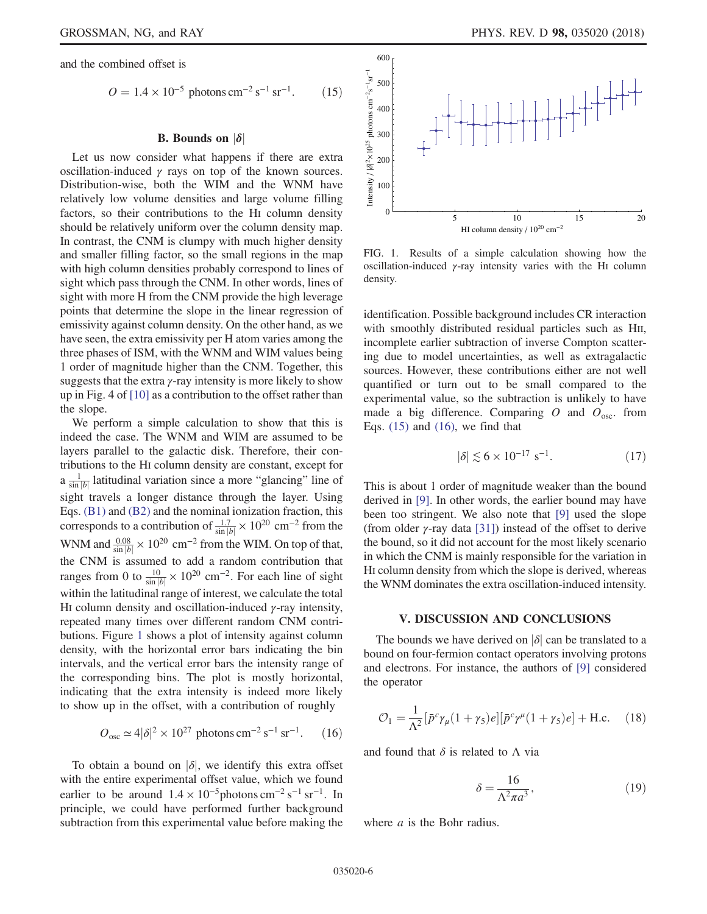and the combined offset is

$$O = 1.4 \times 10^{-5}\ \text{photons}\,\text{cm}^{-2}\,\text{s}^{-1}\,\text{sr}^{-1}. \tag{15}$$

### B. Bounds on $|\delta|$

Let us now consider what happens if there are extra oscillation-induced $\gamma$ rays on top of the known sources. Distribution-wise, both the WIM and the WNM have relatively low volume densities and large volume filling factors, so their contributions to the HI column density should be relatively uniform over the column density map. In contrast, the CNM is clumpy with much higher density and smaller filling factor, so the small regions in the map with high column densities probably correspond to lines of sight which pass through the CNM. In other words, lines of sight with more H from the CNM provide the high leverage points that determine the slope in the linear regression of emissivity against column density. On the other hand, as we have seen, the extra emissivity per H atom varies among the three phases of ISM, with the WNM and WIM values being 1 order of magnitude higher than the CNM. Together, this suggests that the extra $\gamma$-ray intensity is more likely to show up in Fig. 4 of [10] as a contribution to the offset rather than the slope.

We perform a simple calculation to show that this is indeed the case. The WNM and WIM are assumed to be layers parallel to the galactic disk. Therefore, their contributions to the HI column density are constant, except for a $\frac{1}{\sin|b|}$ latitudinal variation since a more "glancing" line of sight travels a longer distance through the layer. Using Eqs. (B1) and (B2) and the nominal ionization fraction, this corresponds to a contribution of $\frac{1.7}{\sin|b|} \times 10^{20}\ \text{cm}^{-2}$ from the WNM and $\frac{0.08}{\sin|b|} \times 10^{20}\ \text{cm}^{-2}$ from the WIM. On top of that, the CNM is assumed to add a random contribution that ranges from 0 to $\frac{10}{\sin|b|} \times 10^{20}\ \text{cm}^{-2}$. For each line of sight within the latitudinal range of interest, we calculate the total HI column density and oscillation-induced $\gamma$-ray intensity, repeated many times over different random CNM contributions. Figure 1 shows a plot of intensity against column density, with the horizontal error bars indicating the bin intervals, and the vertical error bars the intensity range of the corresponding bins. The plot is mostly horizontal, indicating that the extra intensity is indeed more likely to show up in the offset, with a contribution of roughly

$$O_{\text{osc}} \simeq 4|\delta|^2 \times 10^{27}\ \text{photons}\,\text{cm}^{-2}\,\text{s}^{-1}\,\text{sr}^{-1}. \tag{16}$$

To obtain a bound on $|\delta|$, we identify this extra offset with the entire experimental offset value, which we found earlier to be around $1.4 \times 10^{-5}\,\text{photons}\,\text{cm}^{-2}\,\text{s}^{-1}\,\text{sr}^{-1}$. In principle, we could have performed further background subtraction from this experimental value before making the identification. Possible background includes CR interaction with smoothly distributed residual particles such as HII, incomplete earlier subtraction of inverse Compton scattering due to model uncertainties, as well as extragalactic sources. However, these contributions either are not well quantified or turn out to be small compared to the experimental value, so the subtraction is unlikely to have made a big difference. Comparing $O$ and $O_{\text{osc}}$ from Eqs. (15) and (16), we find that

$$|\delta| \lesssim 6 \times 10^{-17}\ \text{s}^{-1}. \tag{17}$$

This is about 1 order of magnitude weaker than the bound derived in [9]. In other words, the earlier bound may have been too stringent. We also note that [9] used the slope (from older $\gamma$-ray data [31]) instead of the offset to derive the bound, so it did not account for the most likely scenario in which the CNM is mainly responsible for the variation in HI column density from which the slope is derived, whereas the WNM dominates the extra oscillation-induced intensity.

FIG. 1. Results of a simple calculation showing how the oscillation-induced $\gamma$-ray intensity varies with the HI column density.

## V. DISCUSSION AND CONCLUSIONS

The bounds we have derived on $|\delta|$ can be translated to a bound on four-fermion contact operators involving protons and electrons. For instance, the authors of [9] considered the operator

$$\mathcal{O}_1 = \frac{1}{\Lambda^2}[\bar{p}^c\gamma_\mu(1+\gamma_5)e][\bar{p}^c\gamma^\mu(1+\gamma_5)e] + \text{H.c.} \tag{18}$$

and found that $\delta$ is related to $\Lambda$ via

$$\delta = \frac{16}{\Lambda^2 \pi a^3}, \tag{19}$$

where $a$ is the Bohr radius.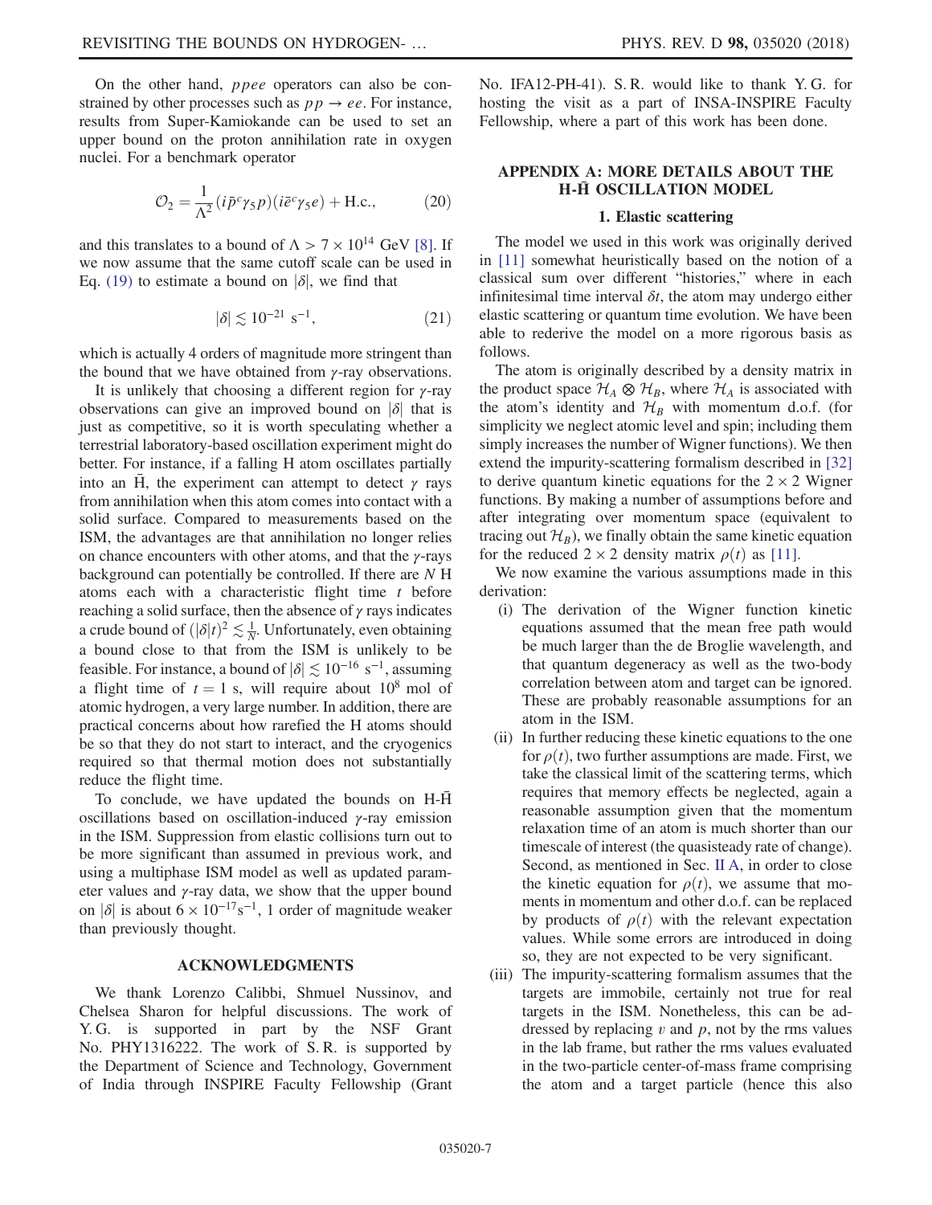On the other hand, *ppee* operators can also be constrained by other processes such as $pp \to ee$. For instance, results from Super-Kamiokande can be used to set an upper bound on the proton annihilation rate in oxygen nuclei. For a benchmark operator

$$\mathcal{O}_2 = \frac{1}{\Lambda^2}(i\bar{p}^c\gamma_5 p)(i\bar{e}^c\gamma_5 e) + \text{H.c.}, \tag{20}$$

and this translates to a bound of $\Lambda > 7 \times 10^{14}$ GeV [8]. If we now assume that the same cutoff scale can be used in Eq. (19) to estimate a bound on $|\delta|$, we find that

$$|\delta| \lesssim 10^{-21}\ \text{s}^{-1}, \tag{21}$$

which is actually 4 orders of magnitude more stringent than the bound that we have obtained from $\gamma$-ray observations.

It is unlikely that choosing a different region for $\gamma$-ray observations can give an improved bound on $|\delta|$ that is just as competitive, so it is worth speculating whether a terrestrial laboratory-based oscillation experiment might do better. For instance, if a falling H atom oscillates partially into an $\bar{\text{H}}$, the experiment can attempt to detect $\gamma$ rays from annihilation when this atom comes into contact with a solid surface. Compared to measurements based on the ISM, the advantages are that annihilation no longer relies on chance encounters with other atoms, and that the $\gamma$-rays background can potentially be controlled. If there are $N$ H atoms each with a characteristic flight time $t$ before reaching a solid surface, then the absence of $\gamma$ rays indicates a crude bound of $(|\delta|t)^2 \lesssim \frac{1}{N}$. Unfortunately, even obtaining a bound close to that from the ISM is unlikely to be feasible. For instance, a bound of $|\delta| \lesssim 10^{-16}\ \text{s}^{-1}$, assuming a flight time of $t = 1$ s, will require about $10^8$ mol of atomic hydrogen, a very large number. In addition, there are practical concerns about how rarefied the H atoms should be so that they do not start to interact, and the cryogenics required so that thermal motion does not substantially reduce the flight time.

To conclude, we have updated the bounds on H-$\bar{\text{H}}$ oscillations based on oscillation-induced $\gamma$-ray emission in the ISM. Suppression from elastic collisions turn out to be more significant than assumed in previous work, and using a multiphase ISM model as well as updated parameter values and $\gamma$-ray data, we show that the upper bound on $|\delta|$ is about $6 \times 10^{-17}\text{s}^{-1}$, 1 order of magnitude weaker than previously thought.

## ACKNOWLEDGMENTS

We thank Lorenzo Calibbi, Shmuel Nussinov, and Chelsea Sharon for helpful discussions. The work of Y. G. is supported in part by the NSF Grant No. PHY1316222. The work of S. R. is supported by the Department of Science and Technology, Government of India through INSPIRE Faculty Fellowship (Grant No. IFA12-PH-41). S. R. would like to thank Y. G. for hosting the visit as a part of INSA-INSPIRE Faculty Fellowship, where a part of this work has been done.

## APPENDIX A: MORE DETAILS ABOUT THE H-$\bar{\text{H}}$ OSCILLATION MODEL

### 1. Elastic scattering

The model we used in this work was originally derived in [11] somewhat heuristically based on the notion of a classical sum over different "histories," where in each infinitesimal time interval $\delta t$, the atom may undergo either elastic scattering or quantum time evolution. We have been able to rederive the model on a more rigorous basis as follows.

The atom is originally described by a density matrix in the product space $\mathcal{H}_A \otimes \mathcal{H}_B$, where $\mathcal{H}_A$ is associated with the atom's identity and $\mathcal{H}_B$ with momentum d.o.f. (for simplicity we neglect atomic level and spin; including them simply increases the number of Wigner functions). We then extend the impurity-scattering formalism described in [32] to derive quantum kinetic equations for the $2 \times 2$ Wigner functions. By making a number of assumptions before and after integrating over momentum space (equivalent to tracing out $\mathcal{H}_B$), we finally obtain the same kinetic equation for the reduced $2 \times 2$ density matrix $\rho(t)$ as [11].

We now examine the various assumptions made in this derivation:

(i) The derivation of the Wigner function kinetic equations assumed that the mean free path would be much larger than the de Broglie wavelength, and that quantum degeneracy as well as the two-body correlation between atom and target can be ignored. These are probably reasonable assumptions for an atom in the ISM.

(ii) In further reducing these kinetic equations to the one for $\rho(t)$, two further assumptions are made. First, we take the classical limit of the scattering terms, which requires that memory effects be neglected, again a reasonable assumption given that the momentum relaxation time of an atom is much shorter than our timescale of interest (the quasisteady rate of change). Second, as mentioned in Sec. II A, in order to close the kinetic equation for $\rho(t)$, we assume that moments in momentum and other d.o.f. can be replaced by products of $\rho(t)$ with the relevant expectation values. While some errors are introduced in doing so, they are not expected to be very significant.

(iii) The impurity-scattering formalism assumes that the targets are immobile, certainly not true for real targets in the ISM. Nonetheless, this can be addressed by replacing $v$ and $p$, not by the rms values in the lab frame, but rather the rms values evaluated in the two-particle center-of-mass frame comprising the atom and a target particle (hence this also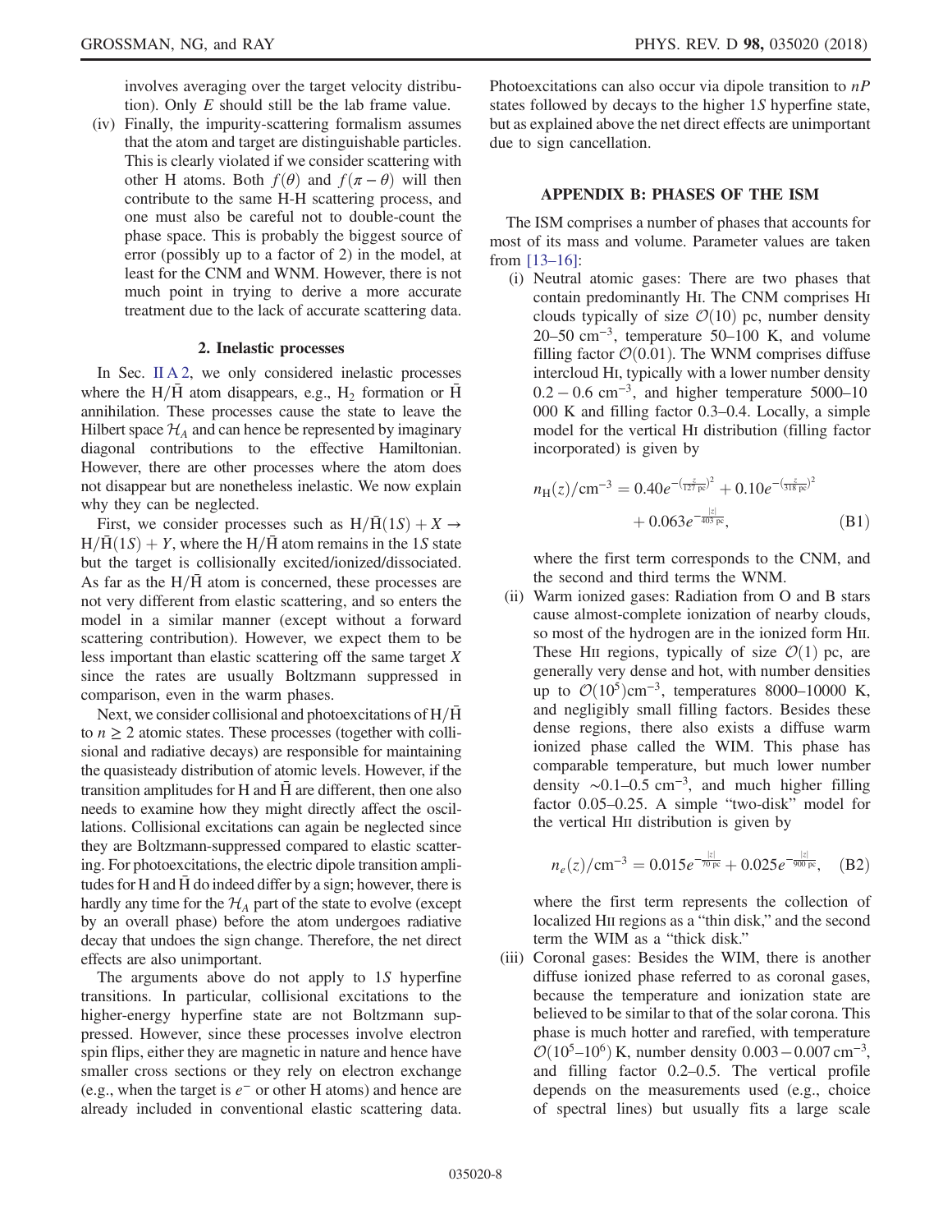involves averaging over the target velocity distribution). Only $E$ should still be the lab frame value.

(iv) Finally, the impurity-scattering formalism assumes that the atom and target are distinguishable particles. This is clearly violated if we consider scattering with other H atoms. Both $f(\theta)$ and $f(\pi - \theta)$ will then contribute to the same H-H scattering process, and one must also be careful not to double-count the phase space. This is probably the biggest source of error (possibly up to a factor of 2) in the model, at least for the CNM and WNM. However, there is not much point in trying to derive a more accurate treatment due to the lack of accurate scattering data.

### 2. Inelastic processes

In Sec. II A 2, we only considered inelastic processes where the $\mathrm{H}/\bar{\mathrm{H}}$ atom disappears, e.g., $\mathrm{H}_2$ formation or $\bar{\mathrm{H}}$ annihilation. These processes cause the state to leave the Hilbert space $\mathcal{H}_A$ and can hence be represented by imaginary diagonal contributions to the effective Hamiltonian. However, there are other processes where the atom does not disappear but are nonetheless inelastic. We now explain why they can be neglected.

First, we consider processes such as $\mathrm{H}/\bar{\mathrm{H}}(1S) + X \to \mathrm{H}/\bar{\mathrm{H}}(1S) + Y$, where the $\mathrm{H}/\bar{\mathrm{H}}$ atom remains in the $1S$ state but the target is collisionally excited/ionized/dissociated. As far as the $\mathrm{H}/\bar{\mathrm{H}}$ atom is concerned, these processes are not very different from elastic scattering, and so enters the model in a similar manner (except without a forward scattering contribution). However, we expect them to be less important than elastic scattering off the same target $X$ since the rates are usually Boltzmann suppressed in comparison, even in the warm phases.

Next, we consider collisional and photoexcitations of $\mathrm{H}/\bar{\mathrm{H}}$ to $n \geq 2$ atomic states. These processes (together with collisional and radiative decays) are responsible for maintaining the quasisteady distribution of atomic levels. However, if the transition amplitudes for H and $\bar{\mathrm{H}}$ are different, then one also needs to examine how they might directly affect the oscillations. Collisional excitations can again be neglected since they are Boltzmann-suppressed compared to elastic scattering. For photoexcitations, the electric dipole transition amplitudes for H and $\bar{\mathrm{H}}$ do indeed differ by a sign; however, there is hardly any time for the $\mathcal{H}_A$ part of the state to evolve (except by an overall phase) before the atom undergoes radiative decay that undoes the sign change. Therefore, the net direct effects are also unimportant.

The arguments above do not apply to $1S$ hyperfine transitions. In particular, collisional excitations to the higher-energy hyperfine state are not Boltzmann suppressed. However, since these processes involve electron spin flips, either they are magnetic in nature and hence have smaller cross sections or they rely on electron exchange (e.g., when the target is $e^-$ or other H atoms) and hence are already included in conventional elastic scattering data. Photoexcitations can also occur via dipole transition to $nP$ states followed by decays to the higher $1S$ hyperfine state, but as explained above the net direct effects are unimportant due to sign cancellation.

## APPENDIX B: PHASES OF THE ISM

The ISM comprises a number of phases that accounts for most of its mass and volume. Parameter values are taken from [13–16]:

(i) Neutral atomic gases: There are two phases that contain predominantly HI. The CNM comprises HI clouds typically of size $\mathcal{O}(10)$ pc, number density 20–50 $\mathrm{cm}^{-3}$, temperature 50–100 K, and volume filling factor $\mathcal{O}(0.01)$. The WNM comprises diffuse intercloud HI, typically with a lower number density $0.2 - 0.6\ \mathrm{cm}^{-3}$, and higher temperature 5000–10 000 K and filling factor 0.3–0.4. Locally, a simple model for the vertical HI distribution (filling factor incorporated) is given by

$$n_{\mathrm{H}}(z)/\mathrm{cm}^{-3} = 0.40 e^{-\left(\frac{z}{127\,\mathrm{pc}}\right)^2} + 0.10 e^{-\left(\frac{z}{318\,\mathrm{pc}}\right)^2} + 0.063 e^{-\frac{|z|}{403\,\mathrm{pc}}}, \tag{B1}$$

where the first term corresponds to the CNM, and the second and third terms the WNM.

(ii) Warm ionized gases: Radiation from O and B stars cause almost-complete ionization of nearby clouds, so most of the hydrogen are in the ionized form HII. These HII regions, typically of size $\mathcal{O}(1)$ pc, are generally very dense and hot, with number densities up to $\mathcal{O}(10^5)\mathrm{cm}^{-3}$, temperatures 8000–10000 K, and negligibly small filling factors. Besides these dense regions, there also exists a diffuse warm ionized phase called the WIM. This phase has comparable temperature, but much lower number density $\sim$0.1–0.5 $\mathrm{cm}^{-3}$, and much higher filling factor 0.05–0.25. A simple "two-disk" model for the vertical HII distribution is given by

$$n_e(z)/\mathrm{cm}^{-3} = 0.015 e^{-\frac{|z|}{70\,\mathrm{pc}}} + 0.025 e^{-\frac{|z|}{900\,\mathrm{pc}}}, \tag{B2}$$

where the first term represents the collection of localized HII regions as a "thin disk," and the second term the WIM as a "thick disk."

(iii) Coronal gases: Besides the WIM, there is another diffuse ionized phase referred to as coronal gases, because the temperature and ionization state are believed to be similar to that of the solar corona. This phase is much hotter and rarefied, with temperature $\mathcal{O}(10^5–10^6)$ K, number density $0.003 - 0.007\ \mathrm{cm}^{-3}$, and filling factor 0.2–0.5. The vertical profile depends on the measurements used (e.g., choice of spectral lines) but usually fits a large scale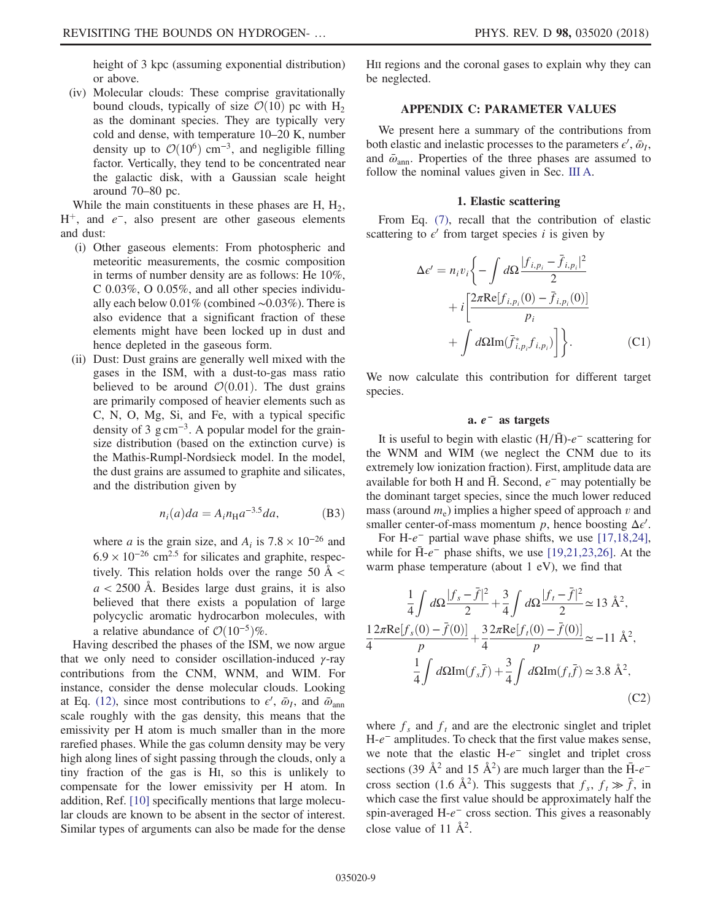height of 3 kpc (assuming exponential distribution) or above.

(iv) Molecular clouds: These comprise gravitationally bound clouds, typically of size $\mathcal{O}(10)$ pc with $H_2$ as the dominant species. They are typically very cold and dense, with temperature 10–20 K, number density up to $\mathcal{O}(10^6)$ cm$^{-3}$, and negligible filling factor. Vertically, they tend to be concentrated near the galactic disk, with a Gaussian scale height around 70–80 pc.

While the main constituents in these phases are H, $H_2$, $H^+$, and $e^-$, also present are other gaseous elements and dust:

(i) Other gaseous elements: From photospheric and meteoritic measurements, the cosmic composition in terms of number density are as follows: He 10%, C 0.03%, O 0.05%, and all other species individually each below 0.01% (combined ~0.03%). There is also evidence that a significant fraction of these elements might have been locked up in dust and hence depleted in the gaseous form.

(ii) Dust: Dust grains are generally well mixed with the gases in the ISM, with a dust-to-gas mass ratio believed to be around $\mathcal{O}(0.01)$. The dust grains are primarily composed of heavier elements such as C, N, O, Mg, Si, and Fe, with a typical specific density of 3 g cm$^{-3}$. A popular model for the grain-size distribution (based on the extinction curve) is the Mathis-Rumpl-Nordsieck model. In the model, the dust grains are assumed to graphite and silicates, and the distribution given by

$$n_i(a)da = A_i n_{\mathrm{H}} a^{-3.5} da, \tag{B3}$$

where $a$ is the grain size, and $A_i$ is $7.8 \times 10^{-26}$ and $6.9 \times 10^{-26}$ cm$^{2.5}$ for silicates and graphite, respectively. This relation holds over the range 50 Å $< a <$ 2500 Å. Besides large dust grains, it is also believed that there exists a population of large polycyclic aromatic hydrocarbon molecules, with a relative abundance of $\mathcal{O}(10^{-5})$%.

Having described the phases of the ISM, we now argue that we only need to consider oscillation-induced $\gamma$-ray contributions from the CNM, WNM, and WIM. For instance, consider the dense molecular clouds. Looking at Eq. (12), since most contributions to $\epsilon'$, $\bar{\omega}_I$, and $\bar{\omega}_{\mathrm{ann}}$ scale roughly with the gas density, this means that the emissivity per H atom is much smaller than in the more rarefied phases. While the gas column density may be very high along lines of sight passing through the clouds, only a tiny fraction of the gas is HI, so this is unlikely to compensate for the lower emissivity per H atom. In addition, Ref. [10] specifically mentions that large molecular clouds are known to be absent in the sector of interest. Similar types of arguments can also be made for the dense HII regions and the coronal gases to explain why they can be neglected.

## APPENDIX C: PARAMETER VALUES

We present here a summary of the contributions from both elastic and inelastic processes to the parameters $\epsilon'$, $\bar{\omega}_I$, and $\bar{\omega}_{\mathrm{ann}}$. Properties of the three phases are assumed to follow the nominal values given in Sec. III A.

### 1. Elastic scattering

From Eq. (7), recall that the contribution of elastic scattering to $\epsilon'$ from target species $i$ is given by

$$\Delta\epsilon' = n_i v_i \left\{ -\int d\Omega \frac{|f_{i,p_i} - \bar{f}_{i,p_i}|^2}{2} + i\left[\frac{2\pi \mathrm{Re}[f_{i,p_i}(0) - \bar{f}_{i,p_i}(0)]}{p_i} + \int d\Omega \, \mathrm{Im}(\bar{f}^*_{i,p_i} f_{i,p_i})\right]\right\}. \tag{C1}$$

We now calculate this contribution for different target species.

#### a. $e^-$ as targets

It is useful to begin with elastic (H/$\bar{\mathrm{H}}$)-$e^-$ scattering for the WNM and WIM (we neglect the CNM due to its extremely low ionization fraction). First, amplitude data are available for both H and $\bar{\mathrm{H}}$. Second, $e^-$ may potentially be the dominant target species, since the much lower reduced mass (around $m_e$) implies a higher speed of approach $v$ and smaller center-of-mass momentum $p$, hence boosting $\Delta\epsilon'$.

For H-$e^-$ partial wave phase shifts, we use [17,18,24], while for $\bar{\mathrm{H}}$-$e^-$ phase shifts, we use [19,21,23,26]. At the warm phase temperature (about 1 eV), we find that

$$\begin{aligned}
\frac{1}{4}\int d\Omega \frac{|f_s - \bar{f}|^2}{2} + \frac{3}{4}\int d\Omega \frac{|f_t - \bar{f}|^2}{2} &\simeq 13 \text{ Å}^2, \\
\frac{1}{4}\frac{2\pi \mathrm{Re}[f_s(0) - \bar{f}(0)]}{p} + \frac{3}{4}\frac{2\pi \mathrm{Re}[f_t(0) - \bar{f}(0)]}{p} &\simeq -11 \text{ Å}^2, \\
\frac{1}{4}\int d\Omega \, \mathrm{Im}(f_s \bar{f}) + \frac{3}{4}\int d\Omega \, \mathrm{Im}(f_t \bar{f}) &\simeq 3.8 \text{ Å}^2,
\end{aligned} \tag{C2}$$

where $f_s$ and $f_t$ and are the electronic singlet and triplet H-$e^-$ amplitudes. To check that the first value makes sense, we note that the elastic H-$e^-$ singlet and triplet cross sections (39 Å$^2$ and 15 Å$^2$) are much larger than the $\bar{\mathrm{H}}$-$e^-$ cross section (1.6 Å$^2$). This suggests that $f_s$, $f_t \gg \bar{f}$, in which case the first value should be approximately half the spin-averaged H-$e^-$ cross section. This gives a reasonably close value of 11 Å$^2$.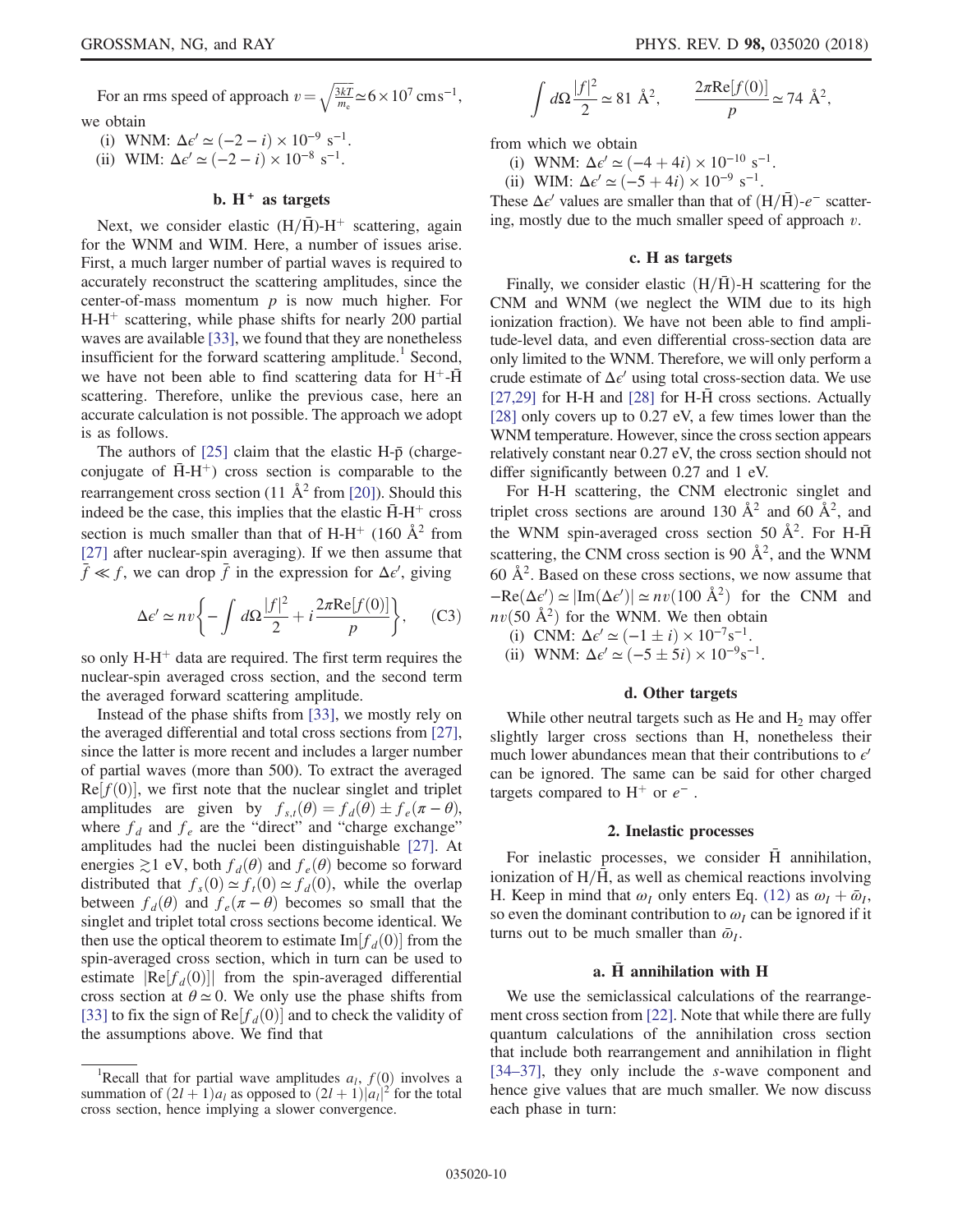For an rms speed of approach $v = \sqrt{\frac{3kT}{m_e}} \simeq 6 \times 10^7\ \mathrm{cm\,s^{-1}}$, we obtain

(i) WNM: $\Delta\epsilon' \simeq (-2 - i) \times 10^{-9}\ \mathrm{s^{-1}}$.
(ii) WIM: $\Delta\epsilon' \simeq (-2 - i) \times 10^{-8}\ \mathrm{s^{-1}}$.

#### b. $H^+$ as targets

Next, we consider elastic $(H/\bar{H})$-$H^+$ scattering, again for the WNM and WIM. Here, a number of issues arise. First, a much larger number of partial waves is required to accurately reconstruct the scattering amplitudes, since the center-of-mass momentum $p$ is now much higher. For $H$-$H^+$ scattering, while phase shifts for nearly 200 partial waves are available [33], we found that they are nonetheless insufficient for the forward scattering amplitude.[1] Second, we have not been able to find scattering data for $H^+$-$\bar{H}$ scattering. Therefore, unlike the previous case, here an accurate calculation is not possible. The approach we adopt is as follows.

The authors of [25] claim that the elastic H-$\bar{p}$ (charge-conjugate of $\bar{H}$-$H^+$) cross section is comparable to the rearrangement cross section (11 Å$^2$ from [20]). Should this indeed be the case, this implies that the elastic $\bar{H}$-$H^+$ cross section is much smaller than that of $H$-$H^+$ (160 Å$^2$ from [27] after nuclear-spin averaging). If we then assume that $\bar{f} \ll f$, we can drop $\bar{f}$ in the expression for $\Delta\epsilon'$, giving

$$\Delta\epsilon' \simeq nv\left\{-\int d\Omega \frac{|f|^2}{2} + i\frac{2\pi \mathrm{Re}[f(0)]}{p}\right\}, \qquad \text{(C3)}$$

so only $H$-$H^+$ data are required. The first term requires the nuclear-spin averaged cross section, and the second term the averaged forward scattering amplitude.

Instead of the phase shifts from [33], we mostly rely on the averaged differential and total cross sections from [27], since the latter is more recent and includes a larger number of partial waves (more than 500). To extract the averaged $\mathrm{Re}[f(0)]$, we first note that the nuclear singlet and triplet amplitudes are given by $f_{s,t}(\theta) = f_d(\theta) \pm f_e(\pi - \theta)$, where $f_d$ and $f_e$ are the "direct" and "charge exchange" amplitudes had the nuclei been distinguishable [27]. At energies $\gtrsim 1$ eV, both $f_d(\theta)$ and $f_e(\theta)$ become so forward distributed that $f_s(0) \simeq f_t(0) \simeq f_d(0)$, while the overlap between $f_d(\theta)$ and $f_e(\pi - \theta)$ becomes so small that the singlet and triplet total cross sections become identical. We then use the optical theorem to estimate $\mathrm{Im}[f_d(0)]$ from the spin-averaged cross section, which in turn can be used to estimate $|\mathrm{Re}[f_d(0)]|$ from the spin-averaged differential cross section at $\theta \simeq 0$. We only use the phase shifts from [33] to fix the sign of $\mathrm{Re}[f_d(0)]$ and to check the validity of the assumptions above. We find that

$$\int d\Omega \frac{|f|^2}{2} \simeq 81\ \text{Å}^2, \qquad \frac{2\pi \mathrm{Re}[f(0)]}{p} \simeq 74\ \text{Å}^2,$$

from which we obtain

(i) WNM: $\Delta\epsilon' \simeq (-4 + 4i) \times 10^{-10}\ \mathrm{s^{-1}}$.
(ii) WIM: $\Delta\epsilon' \simeq (-5 + 4i) \times 10^{-9}\ \mathrm{s^{-1}}$.

These $\Delta\epsilon'$ values are smaller than that of $(H/\bar{H})$-$e^-$ scattering, mostly due to the much smaller speed of approach $v$.

#### c. H as targets

Finally, we consider elastic $(H/\bar{H})$-H scattering for the CNM and WNM (we neglect the WIM due to its high ionization fraction). We have not been able to find amplitude-level data, and even differential cross-section data are only limited to the WNM. Therefore, we will only perform a crude estimate of $\Delta\epsilon'$ using total cross-section data. We use [27,29] for H-H and [28] for H-$\bar{H}$ cross sections. Actually [28] only covers up to 0.27 eV, a few times lower than the WNM temperature. However, since the cross section appears relatively constant near 0.27 eV, the cross section should not differ significantly between 0.27 and 1 eV.

For H-H scattering, the CNM electronic singlet and triplet cross sections are around 130 Å$^2$ and 60 Å$^2$, and the WNM spin-averaged cross section 50 Å$^2$. For H-$\bar{H}$ scattering, the CNM cross section is 90 Å$^2$, and the WNM 60 Å$^2$. Based on these cross sections, we now assume that $-\mathrm{Re}(\Delta\epsilon') \simeq |\mathrm{Im}(\Delta\epsilon')| \simeq nv(100\ \text{Å}^2)$ for the CNM and $nv(50\ \text{Å}^2)$ for the WNM. We then obtain

(i) CNM: $\Delta\epsilon' \simeq (-1 \pm i) \times 10^{-7}\mathrm{s^{-1}}$.
(ii) WNM: $\Delta\epsilon' \simeq (-5 \pm 5i) \times 10^{-9}\mathrm{s^{-1}}$.

#### d. Other targets

While other neutral targets such as He and $H_2$ may offer slightly larger cross sections than H, nonetheless their much lower abundances mean that their contributions to $\epsilon'$ can be ignored. The same can be said for other charged targets compared to $H^+$ or $e^-$ .

### 2. Inelastic processes

For inelastic processes, we consider $\bar{H}$ annihilation, ionization of $H/\bar{H}$, as well as chemical reactions involving H. Keep in mind that $\omega_I$ only enters Eq. (12) as $\omega_I + \bar{\omega}_I$, so even the dominant contribution to $\omega_I$ can be ignored if it turns out to be much smaller than $\bar{\omega}_I$.

#### a. $\bar{H}$ annihilation with H

We use the semiclassical calculations of the rearrangement cross section from [22]. Note that while there are fully quantum calculations of the annihilation cross section that include both rearrangement and annihilation in flight [34–37], they only include the $s$-wave component and hence give values that are much smaller. We now discuss each phase in turn:

---

[1] Recall that for partial wave amplitudes $a_l$, $f(0)$ involves a summation of $(2l+1)a_l$ as opposed to $(2l+1)|a_l|^2$ for the total cross section, hence implying a slower convergence.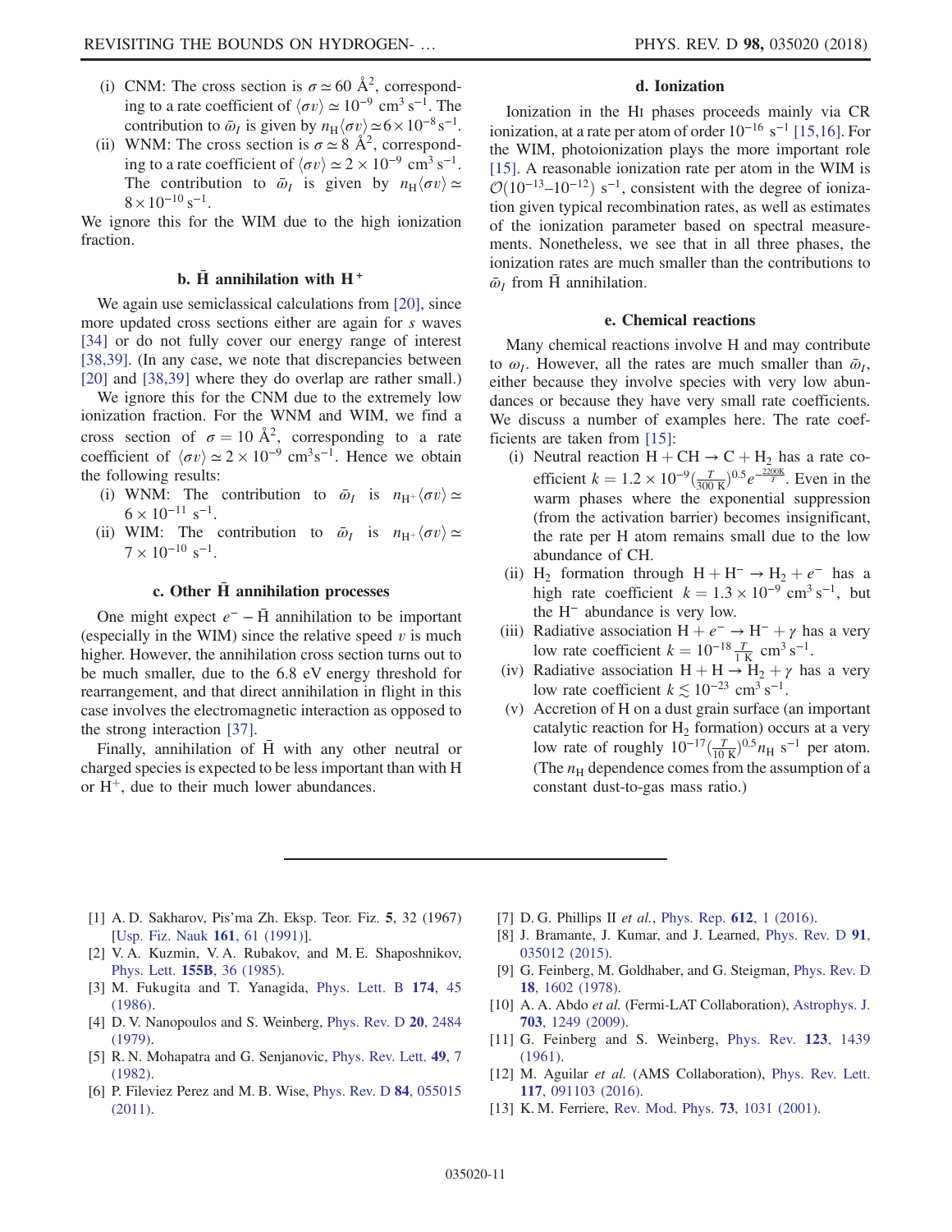(i) CNM: The cross section is $\sigma \simeq 60$ Å$^2$, corresponding to a rate coefficient of $\langle \sigma v \rangle \simeq 10^{-9}$ cm$^3$ s$^{-1}$. The contribution to $\bar{\omega}_I$ is given by $n_{\rm H} \langle \sigma v \rangle \simeq 6 \times 10^{-8}$ s$^{-1}$.

(ii) WNM: The cross section is $\sigma \simeq 8$ Å$^2$, corresponding to a rate coefficient of $\langle \sigma v \rangle \simeq 2 \times 10^{-9}$ cm$^3$ s$^{-1}$. The contribution to $\bar{\omega}_I$ is given by $n_{\rm H} \langle \sigma v \rangle \simeq 8 \times 10^{-10}$ s$^{-1}$.

We ignore this for the WIM due to the high ionization fraction.

#### b. $\bar{\rm H}$ annihilation with $\rm H^+$

We again use semiclassical calculations from [20], since more updated cross sections either are again for $s$ waves [34] or do not fully cover our energy range of interest [38,39]. (In any case, we note that discrepancies between [20] and [38,39] where they do overlap are rather small.)

We ignore this for the CNM due to the extremely low ionization fraction. For the WNM and WIM, we find a cross section of $\sigma = 10$ Å$^2$, corresponding to a rate coefficient of $\langle \sigma v \rangle \simeq 2 \times 10^{-9}$ cm$^3$s$^{-1}$. Hence we obtain the following results:

(i) WNM: The contribution to $\bar{\omega}_I$ is $n_{\rm H^+} \langle \sigma v \rangle \simeq 6 \times 10^{-11}$ s$^{-1}$.

(ii) WIM: The contribution to $\bar{\omega}_I$ is $n_{\rm H^+} \langle \sigma v \rangle \simeq 7 \times 10^{-10}$ s$^{-1}$.

#### c. Other $\bar{\rm H}$ annihilation processes

One might expect $e^- - \bar{\rm H}$ annihilation to be important (especially in the WIM) since the relative speed $v$ is much higher. However, the annihilation cross section turns out to be much smaller, due to the 6.8 eV energy threshold for rearrangement, and that direct annihilation in flight in this case involves the electromagnetic interaction as opposed to the strong interaction [37].

Finally, annihilation of $\bar{\rm H}$ with any other neutral or charged species is expected to be less important than with H or $\rm H^+$, due to their much lower abundances.

#### d. Ionization

Ionization in the H I phases proceeds mainly via CR ionization, at a rate per atom of order $10^{-16}$ s$^{-1}$ [15,16]. For the WIM, photoionization plays the more important role [15]. A reasonable ionization rate per atom in the WIM is $\mathcal{O}(10^{-13}$–$10^{-12})$ s$^{-1}$, consistent with the degree of ionization given typical recombination rates, as well as estimates of the ionization parameter based on spectral measurements. Nonetheless, we see that in all three phases, the ionization rates are much smaller than the contributions to $\bar{\omega}_I$ from $\bar{\rm H}$ annihilation.

#### e. Chemical reactions

Many chemical reactions involve H and may contribute to $\omega_I$. However, all the rates are much smaller than $\bar{\omega}_I$, either because they involve species with very low abundances or because they have very small rate coefficients. We discuss a number of examples here. The rate coefficients are taken from [15]:

(i) Neutral reaction $\rm H + CH \to C + H_2$ has a rate coefficient $k = 1.2 \times 10^{-9} (\frac{T}{300\ \rm K})^{0.5} e^{-\frac{2200\rm K}{T}}$. Even in the warm phases where the exponential suppression (from the activation barrier) becomes insignificant, the rate per H atom remains small due to the low abundance of CH.

(ii) $\rm H_2$ formation through $\rm H + H^- \to H_2 + e^-$ has a high rate coefficient $k = 1.3 \times 10^{-9}$ cm$^3$ s$^{-1}$, but the $\rm H^-$ abundance is very low.

(iii) Radiative association $\rm H + e^- \to H^- + \gamma$ has a very low rate coefficient $k = 10^{-18} \frac{T}{1\ \rm K}$ cm$^3$ s$^{-1}$.

(iv) Radiative association $\rm H + H \to H_2 + \gamma$ has a very low rate coefficient $k \lesssim 10^{-23}$ cm$^3$ s$^{-1}$.

(v) Accretion of H on a dust grain surface (an important catalytic reaction for $\rm H_2$ formation) occurs at a very low rate of roughly $10^{-17} (\frac{T}{10\ \rm K})^{0.5} n_{\rm H}$ s$^{-1}$ per atom. (The $n_{\rm H}$ dependence comes from the assumption of a constant dust-to-gas mass ratio.)

---

[1] A. D. Sakharov, Pis'ma Zh. Eksp. Teor. Fiz. **5**, 32 (1967) [Usp. Fiz. Nauk **161**, 61 (1991)].

[2] V. A. Kuzmin, V. A. Rubakov, and M. E. Shaposhnikov, Phys. Lett. **155B**, 36 (1985).

[3] M. Fukugita and T. Yanagida, Phys. Lett. B **174**, 45 (1986).

[4] D. V. Nanopoulos and S. Weinberg, Phys. Rev. D **20**, 2484 (1979).

[5] R. N. Mohapatra and G. Senjanovic, Phys. Rev. Lett. **49**, 7 (1982).

[6] P. Fileviez Perez and M. B. Wise, Phys. Rev. D **84**, 055015 (2011).

[7] D. G. Phillips II *et al.*, Phys. Rep. **612**, 1 (2016).

[8] J. Bramante, J. Kumar, and J. Learned, Phys. Rev. D **91**, 035012 (2015).

[9] G. Feinberg, M. Goldhaber, and G. Steigman, Phys. Rev. D **18**, 1602 (1978).

[10] A. A. Abdo *et al.* (Fermi-LAT Collaboration), Astrophys. J. **703**, 1249 (2009).

[11] G. Feinberg and S. Weinberg, Phys. Rev. **123**, 1439 (1961).

[12] M. Aguilar *et al.* (AMS Collaboration), Phys. Rev. Lett. **117**, 091103 (2016).

[13] K. M. Ferriere, Rev. Mod. Phys. **73**, 1031 (2001).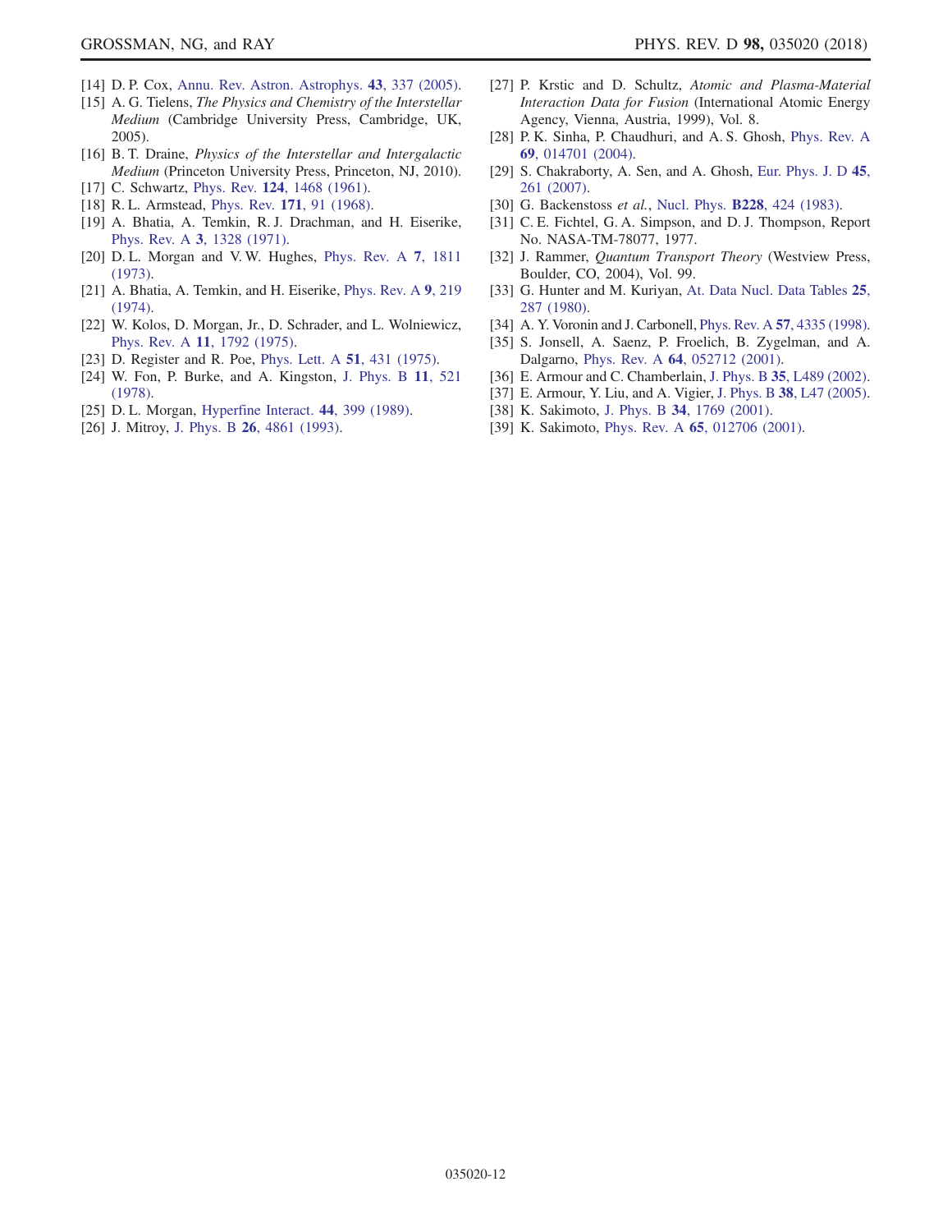[14] D. P. Cox, Annu. Rev. Astron. Astrophys. **43**, 337 (2005).

[15] A. G. Tielens, *The Physics and Chemistry of the Interstellar Medium* (Cambridge University Press, Cambridge, UK, 2005).

[16] B. T. Draine, *Physics of the Interstellar and Intergalactic Medium* (Princeton University Press, Princeton, NJ, 2010).

[17] C. Schwartz, Phys. Rev. **124**, 1468 (1961).

[18] R. L. Armstead, Phys. Rev. **171**, 91 (1968).

[19] A. Bhatia, A. Temkin, R. J. Drachman, and H. Eiserike, Phys. Rev. A **3**, 1328 (1971).

[20] D. L. Morgan and V. W. Hughes, Phys. Rev. A **7**, 1811 (1973).

[21] A. Bhatia, A. Temkin, and H. Eiserike, Phys. Rev. A **9**, 219 (1974).

[22] W. Kolos, D. Morgan, Jr., D. Schrader, and L. Wolniewicz, Phys. Rev. A **11**, 1792 (1975).

[23] D. Register and R. Poe, Phys. Lett. A **51**, 431 (1975).

[24] W. Fon, P. Burke, and A. Kingston, J. Phys. B **11**, 521 (1978).

[25] D. L. Morgan, Hyperfine Interact. **44**, 399 (1989).

[26] J. Mitroy, J. Phys. B **26**, 4861 (1993).

[27] P. Krstic and D. Schultz, *Atomic and Plasma-Material Interaction Data for Fusion* (International Atomic Energy Agency, Vienna, Austria, 1999), Vol. 8.

[28] P. K. Sinha, P. Chaudhuri, and A. S. Ghosh, Phys. Rev. A **69**, 014701 (2004).

[29] S. Chakraborty, A. Sen, and A. Ghosh, Eur. Phys. J. D **45**, 261 (2007).

[30] G. Backenstoss *et al.*, Nucl. Phys. **B228**, 424 (1983).

[31] C. E. Fichtel, G. A. Simpson, and D. J. Thompson, Report No. NASA-TM-78077, 1977.

[32] J. Rammer, *Quantum Transport Theory* (Westview Press, Boulder, CO, 2004), Vol. 99.

[33] G. Hunter and M. Kuriyan, At. Data Nucl. Data Tables **25**, 287 (1980).

[34] A. Y. Voronin and J. Carbonell, Phys. Rev. A **57**, 4335 (1998).

[35] S. Jonsell, A. Saenz, P. Froelich, B. Zygelman, and A. Dalgarno, Phys. Rev. A **64**, 052712 (2001).

[36] E. Armour and C. Chamberlain, J. Phys. B **35**, L489 (2002).

[37] E. Armour, Y. Liu, and A. Vigier, J. Phys. B **38**, L47 (2005).

[38] K. Sakimoto, J. Phys. B **34**, 1769 (2001).

[39] K. Sakimoto, Phys. Rev. A **65**, 012706 (2001).